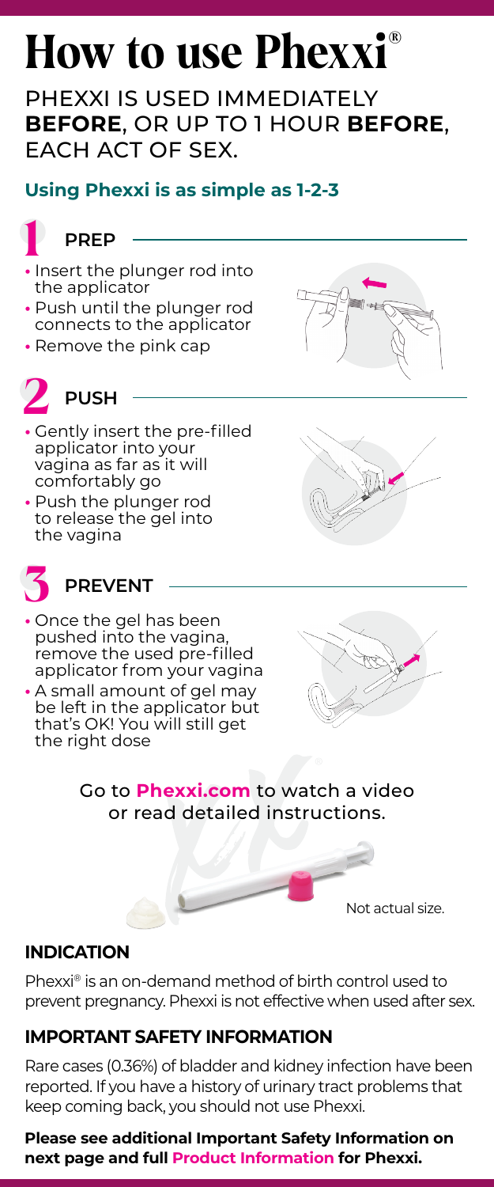# How to use Phexxi®

PHEXXI IS USED IMMEDIATELY **BEFORE**, OR UP TO 1 HOUR **BEFORE**, EACH ACT OF SEX.

## Using Phexxi is as simple as 1-2-3

### 1 PREP

- Insert the plunger rod into the applicator
- Push until the plunger rod connects to the applicator
- Remove the pink cap

### 2 PUSH

- Gently insert the pre-filled applicator into your vagina as far as it will comfortably go
- Push the plunger rod to release the gel into the vagina

### 3 PREVENT

- Once the gel has been pushed into the vagina, remove the used pre-filled applicator from your vagina
- A small amount of gel may be left in the applicator but that's OK! You will still get the right dose

Go to **Phexxi.com** to watch a video or read detailed instructions.

Not actual size.

## INDICATION

Phexxi® is an on-demand method of birth control used to prevent pregnancy. Phexxi is not effective when used after sex.

## IMPORTANT SAFETY INFORMATION

Rare cases (0.36%) of bladder and kidney infection have been reported. If you have a history of urinary tract problems that keep coming back, you should not use Phexxi.

**Please see additional Important Safety Information on next page and full Product Information for Phexxi.**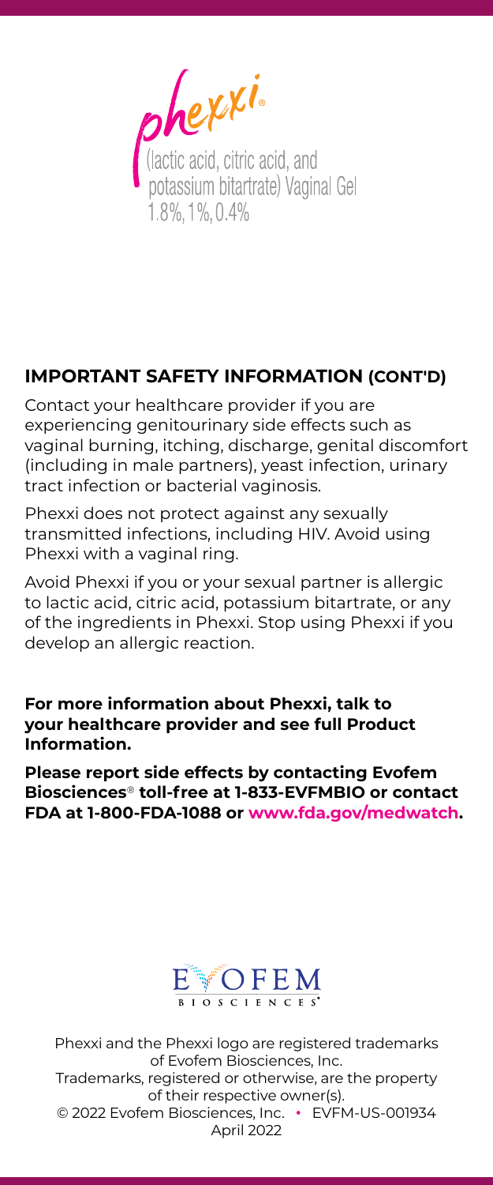phexxi®

(lactic acid, citric acid, and potassium bitartrate) Vaginal Gel 1.8%, 1%, 0.4%

## IMPORTANT SAFETY INFORMATION (CONT'D)

Contact your healthcare provider if you are experiencing genitourinary side effects such as vaginal burning, itching, discharge, genital discomfort (including in male partners), yeast infection, urinary tract infection or bacterial vaginosis.

Phexxi does not protect against any sexually transmitted infections, including HIV. Avoid using Phexxi with a vaginal ring.

Avoid Phexxi if you or your sexual partner is allergic to lactic acid, citric acid, potassium bitartrate, or any of the ingredients in Phexxi. Stop using Phexxi if you develop an allergic reaction.

**For more information about Phexxi, talk to your healthcare provider and see full Product Information.**

**Please report side effects by contacting Evofem Biosciences® toll-free at 1-833-EVFMBIO or contact FDA at 1-800-FDA-1088 or www.fda.gov/medwatch.**

EVOFEM BIOSCIENCES

Phexxi and the Phexxi logo are registered trademarks of Evofem Biosciences, Inc.
Trademarks, registered or otherwise, are the property of their respective owner(s).
© 2022 Evofem Biosciences, Inc. • EVFM-US-001934
April 2022